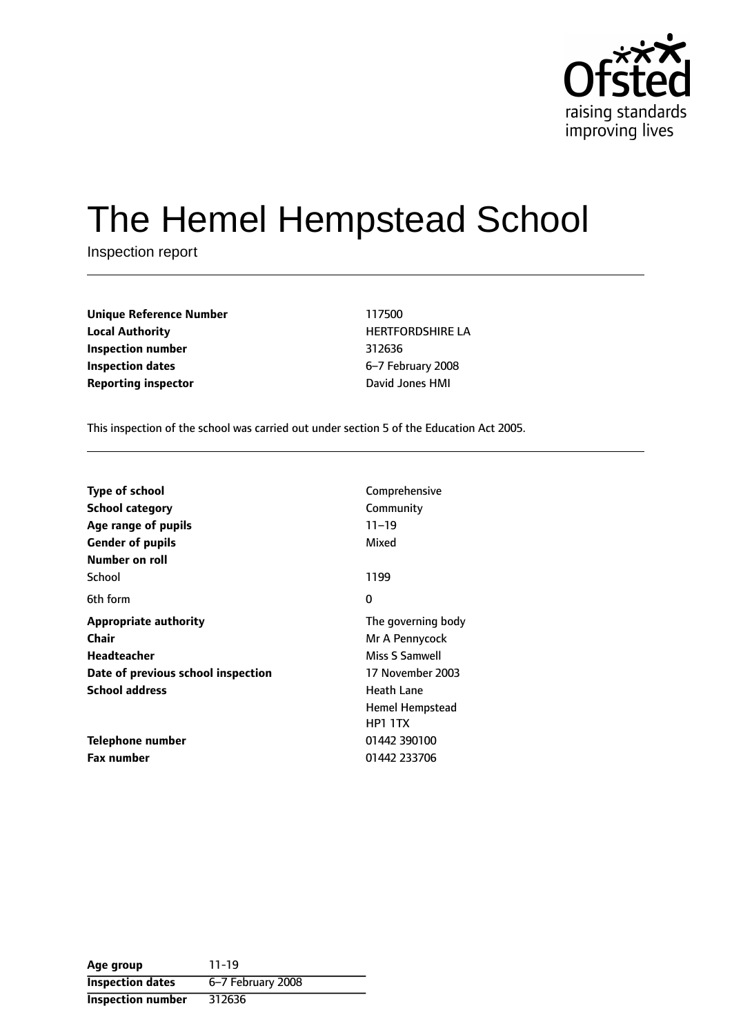Ofsted
raising standards
improving lives

# The Hemel Hempstead School

Inspection report

| | |
|---|---|
| **Unique Reference Number** | 117500 |
| **Local Authority** | HERTFORDSHIRE LA |
| **Inspection number** | 312636 |
| **Inspection dates** | 6–7 February 2008 |
| **Reporting inspector** | David Jones HMI |

This inspection of the school was carried out under section 5 of the Education Act 2005.

| | |
|---|---|
| **Type of school** | Comprehensive |
| **School category** | Community |
| **Age range of pupils** | 11–19 |
| **Gender of pupils** | Mixed |
| **Number on roll** | |
| School | 1199 |
| 6th form | 0 |
| **Appropriate authority** | The governing body |
| **Chair** | Mr A Pennycock |
| **Headteacher** | Miss S Samwell |
| **Date of previous school inspection** | 17 November 2003 |
| **School address** | Heath Lane<br>Hemel Hempstead<br>HP1 1TX |
| **Telephone number** | 01442 390100 |
| **Fax number** | 01442 233706 |

| | |
|---|---|
| **Age group** | 11-19 |
| **Inspection dates** | 6–7 February 2008 |
| **Inspection number** | 312636 |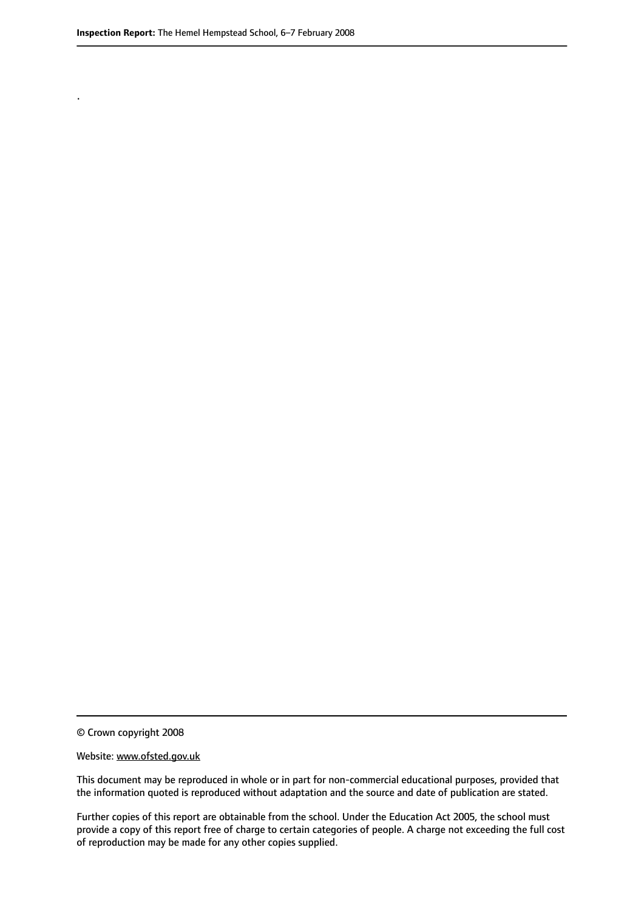.

© Crown copyright 2008

Website: www.ofsted.gov.uk

This document may be reproduced in whole or in part for non-commercial educational purposes, provided that the information quoted is reproduced without adaptation and the source and date of publication are stated.

Further copies of this report are obtainable from the school. Under the Education Act 2005, the school must provide a copy of this report free of charge to certain categories of people. A charge not exceeding the full cost of reproduction may be made for any other copies supplied.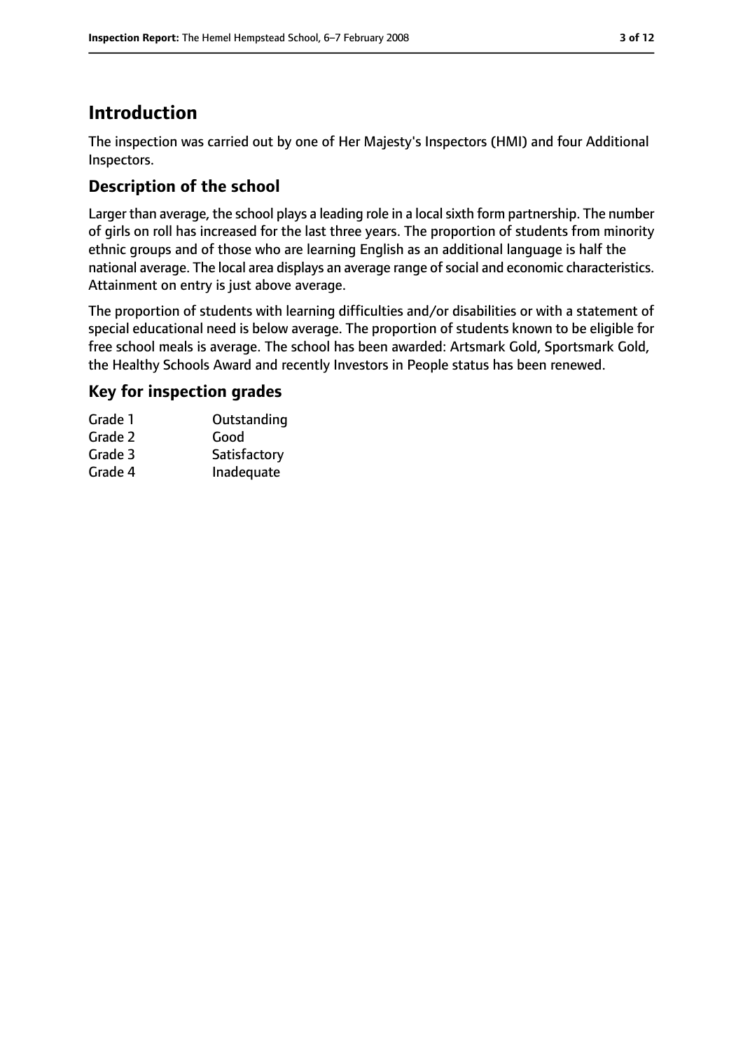# Introduction

The inspection was carried out by one of Her Majesty's Inspectors (HMI) and four Additional Inspectors.

## Description of the school

Larger than average, the school plays a leading role in a local sixth form partnership. The number of girls on roll has increased for the last three years. The proportion of students from minority ethnic groups and of those who are learning English as an additional language is half the national average. The local area displays an average range of social and economic characteristics. Attainment on entry is just above average.

The proportion of students with learning difficulties and/or disabilities or with a statement of special educational need is below average. The proportion of students known to be eligible for free school meals is average. The school has been awarded: Artsmark Gold, Sportsmark Gold, the Healthy Schools Award and recently Investors in People status has been renewed.

## Key for inspection grades

| | |
|---|---|
| Grade 1 | Outstanding |
| Grade 2 | Good |
| Grade 3 | Satisfactory |
| Grade 4 | Inadequate |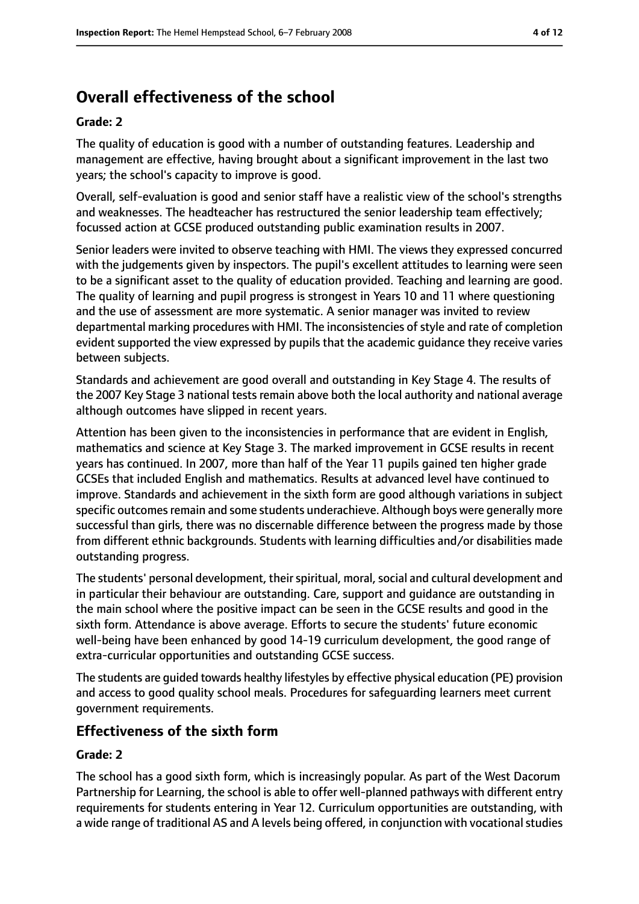## Overall effectiveness of the school

### Grade: 2

The quality of education is good with a number of outstanding features. Leadership and management are effective, having brought about a significant improvement in the last two years; the school's capacity to improve is good.

Overall, self-evaluation is good and senior staff have a realistic view of the school's strengths and weaknesses. The headteacher has restructured the senior leadership team effectively; focussed action at GCSE produced outstanding public examination results in 2007.

Senior leaders were invited to observe teaching with HMI. The views they expressed concurred with the judgements given by inspectors. The pupil's excellent attitudes to learning were seen to be a significant asset to the quality of education provided. Teaching and learning are good. The quality of learning and pupil progress is strongest in Years 10 and 11 where questioning and the use of assessment are more systematic. A senior manager was invited to review departmental marking procedures with HMI. The inconsistencies of style and rate of completion evident supported the view expressed by pupils that the academic guidance they receive varies between subjects.

Standards and achievement are good overall and outstanding in Key Stage 4. The results of the 2007 Key Stage 3 national tests remain above both the local authority and national average although outcomes have slipped in recent years.

Attention has been given to the inconsistencies in performance that are evident in English, mathematics and science at Key Stage 3. The marked improvement in GCSE results in recent years has continued. In 2007, more than half of the Year 11 pupils gained ten higher grade GCSEs that included English and mathematics. Results at advanced level have continued to improve. Standards and achievement in the sixth form are good although variations in subject specific outcomes remain and some students underachieve. Although boys were generally more successful than girls, there was no discernable difference between the progress made by those from different ethnic backgrounds. Students with learning difficulties and/or disabilities made outstanding progress.

The students' personal development, their spiritual, moral, social and cultural development and in particular their behaviour are outstanding. Care, support and guidance are outstanding in the main school where the positive impact can be seen in the GCSE results and good in the sixth form. Attendance is above average. Efforts to secure the students' future economic well-being have been enhanced by good 14-19 curriculum development, the good range of extra-curricular opportunities and outstanding GCSE success.

The students are guided towards healthy lifestyles by effective physical education (PE) provision and access to good quality school meals. Procedures for safeguarding learners meet current government requirements.

## Effectiveness of the sixth form

### Grade: 2

The school has a good sixth form, which is increasingly popular. As part of the West Dacorum Partnership for Learning, the school is able to offer well-planned pathways with different entry requirements for students entering in Year 12. Curriculum opportunities are outstanding, with a wide range of traditional AS and A levels being offered, in conjunction with vocational studies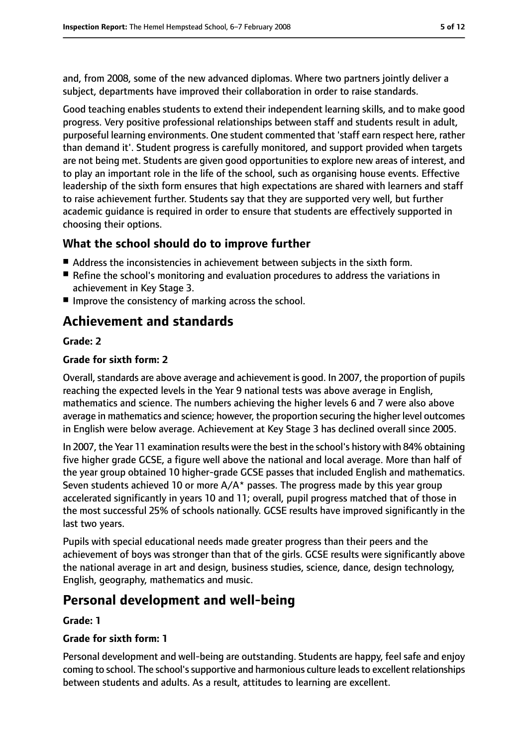and, from 2008, some of the new advanced diplomas. Where two partners jointly deliver a subject, departments have improved their collaboration in order to raise standards.

Good teaching enables students to extend their independent learning skills, and to make good progress. Very positive professional relationships between staff and students result in adult, purposeful learning environments. One student commented that 'staff earn respect here, rather than demand it'. Student progress is carefully monitored, and support provided when targets are not being met. Students are given good opportunities to explore new areas of interest, and to play an important role in the life of the school, such as organising house events. Effective leadership of the sixth form ensures that high expectations are shared with learners and staff to raise achievement further. Students say that they are supported very well, but further academic guidance is required in order to ensure that students are effectively supported in choosing their options.

### What the school should do to improve further

- Address the inconsistencies in achievement between subjects in the sixth form.
- Refine the school's monitoring and evaluation procedures to address the variations in achievement in Key Stage 3.
- Improve the consistency of marking across the school.

## Achievement and standards

**Grade: 2**

**Grade for sixth form: 2**

Overall, standards are above average and achievement is good. In 2007, the proportion of pupils reaching the expected levels in the Year 9 national tests was above average in English, mathematics and science. The numbers achieving the higher levels 6 and 7 were also above average in mathematics and science; however, the proportion securing the higher level outcomes in English were below average. Achievement at Key Stage 3 has declined overall since 2005.

In 2007, the Year 11 examination results were the best in the school's history with 84% obtaining five higher grade GCSE, a figure well above the national and local average. More than half of the year group obtained 10 higher-grade GCSE passes that included English and mathematics. Seven students achieved 10 or more A/A* passes. The progress made by this year group accelerated significantly in years 10 and 11; overall, pupil progress matched that of those in the most successful 25% of schools nationally. GCSE results have improved significantly in the last two years.

Pupils with special educational needs made greater progress than their peers and the achievement of boys was stronger than that of the girls. GCSE results were significantly above the national average in art and design, business studies, science, dance, design technology, English, geography, mathematics and music.

## Personal development and well-being

**Grade: 1**

**Grade for sixth form: 1**

Personal development and well-being are outstanding. Students are happy, feel safe and enjoy coming to school. The school's supportive and harmonious culture leads to excellent relationships between students and adults. As a result, attitudes to learning are excellent.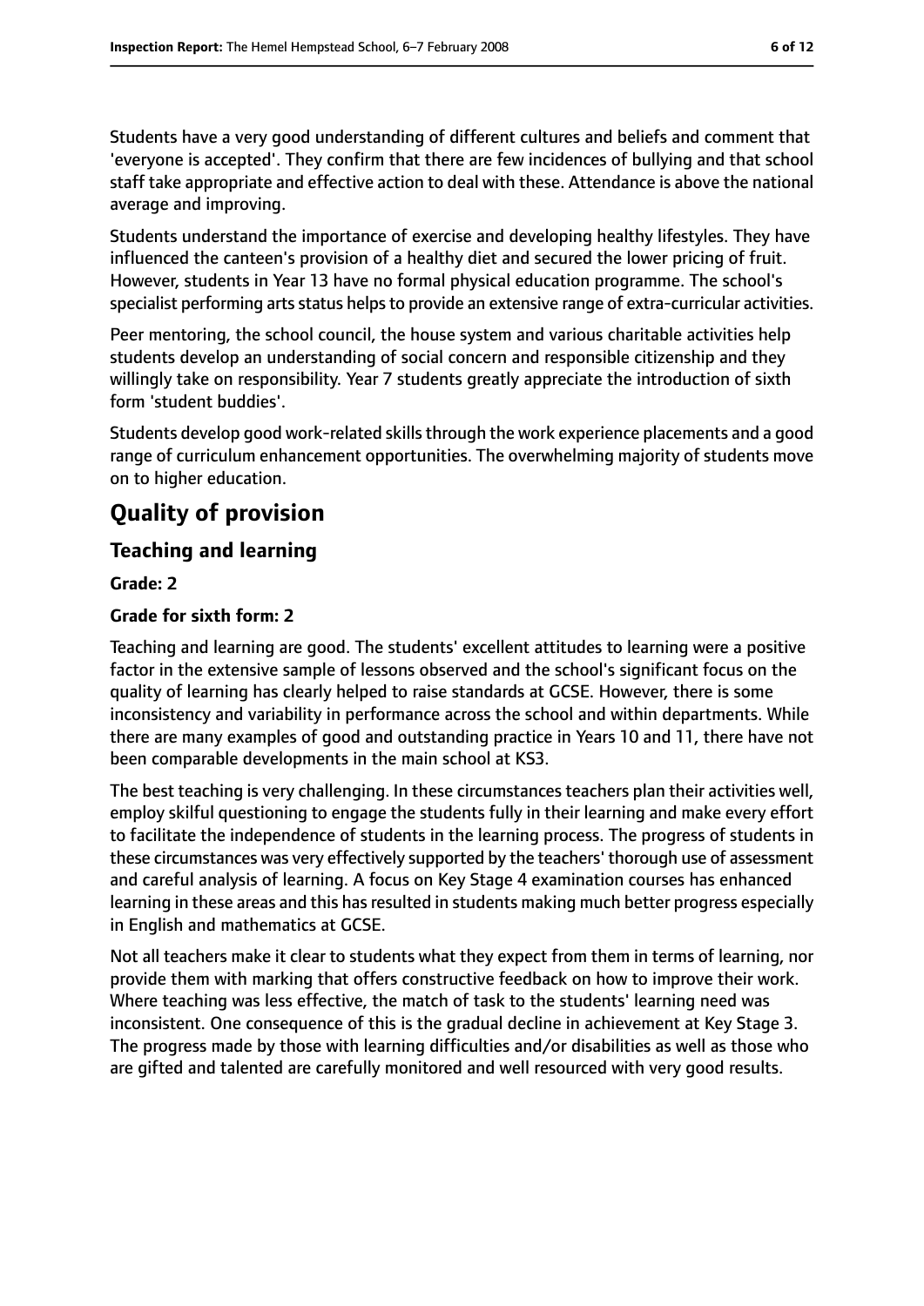Students have a very good understanding of different cultures and beliefs and comment that 'everyone is accepted'. They confirm that there are few incidences of bullying and that school staff take appropriate and effective action to deal with these. Attendance is above the national average and improving.

Students understand the importance of exercise and developing healthy lifestyles. They have influenced the canteen's provision of a healthy diet and secured the lower pricing of fruit. However, students in Year 13 have no formal physical education programme. The school's specialist performing arts status helps to provide an extensive range of extra-curricular activities.

Peer mentoring, the school council, the house system and various charitable activities help students develop an understanding of social concern and responsible citizenship and they willingly take on responsibility. Year 7 students greatly appreciate the introduction of sixth form 'student buddies'.

Students develop good work-related skills through the work experience placements and a good range of curriculum enhancement opportunities. The overwhelming majority of students move on to higher education.

# Quality of provision

## Teaching and learning

**Grade: 2**

**Grade for sixth form: 2**

Teaching and learning are good. The students' excellent attitudes to learning were a positive factor in the extensive sample of lessons observed and the school's significant focus on the quality of learning has clearly helped to raise standards at GCSE. However, there is some inconsistency and variability in performance across the school and within departments. While there are many examples of good and outstanding practice in Years 10 and 11, there have not been comparable developments in the main school at KS3.

The best teaching is very challenging. In these circumstances teachers plan their activities well, employ skilful questioning to engage the students fully in their learning and make every effort to facilitate the independence of students in the learning process. The progress of students in these circumstances was very effectively supported by the teachers' thorough use of assessment and careful analysis of learning. A focus on Key Stage 4 examination courses has enhanced learning in these areas and this has resulted in students making much better progress especially in English and mathematics at GCSE.

Not all teachers make it clear to students what they expect from them in terms of learning, nor provide them with marking that offers constructive feedback on how to improve their work. Where teaching was less effective, the match of task to the students' learning need was inconsistent. One consequence of this is the gradual decline in achievement at Key Stage 3. The progress made by those with learning difficulties and/or disabilities as well as those who are gifted and talented are carefully monitored and well resourced with very good results.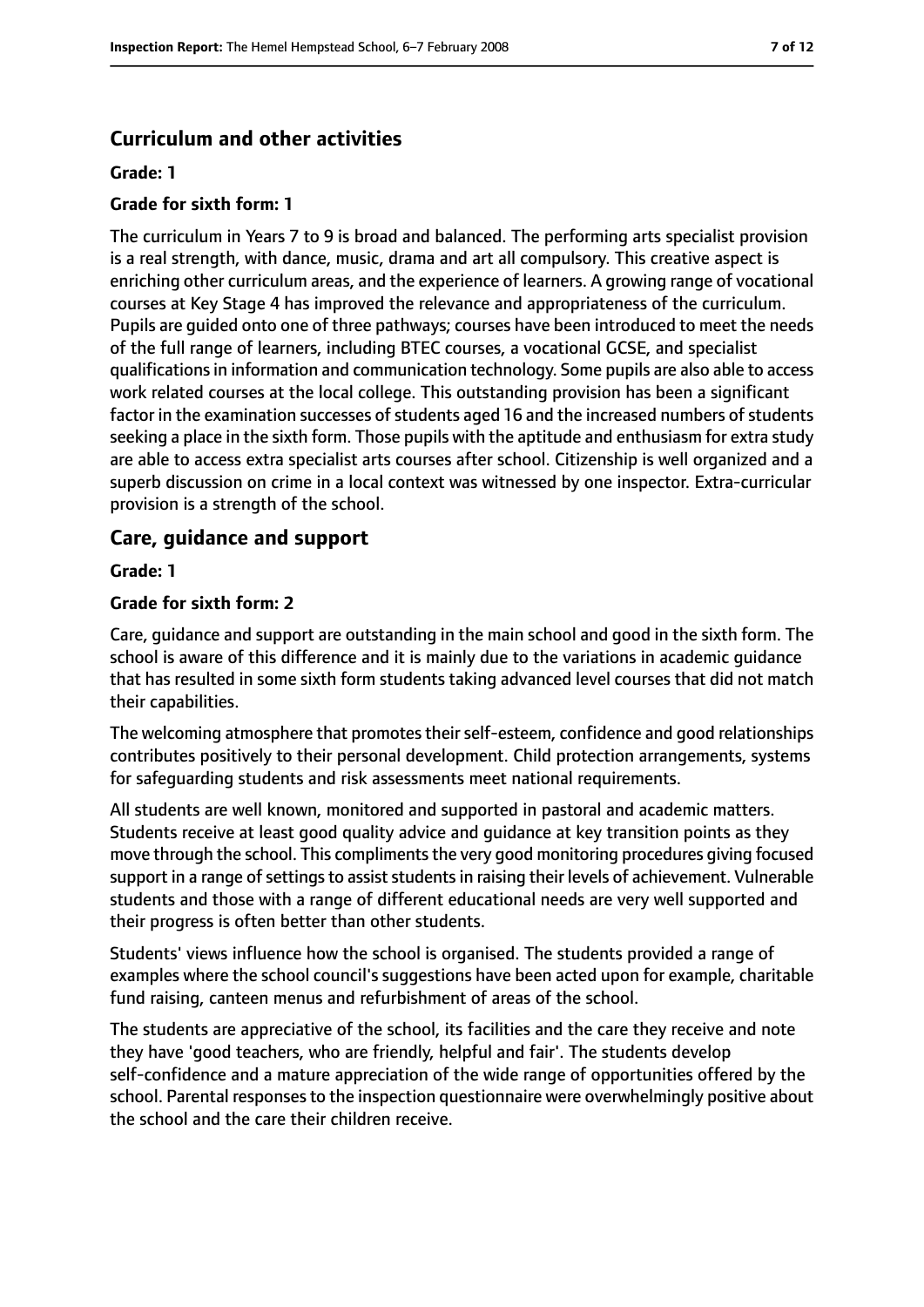## Curriculum and other activities

**Grade: 1**

**Grade for sixth form: 1**

The curriculum in Years 7 to 9 is broad and balanced. The performing arts specialist provision is a real strength, with dance, music, drama and art all compulsory. This creative aspect is enriching other curriculum areas, and the experience of learners. A growing range of vocational courses at Key Stage 4 has improved the relevance and appropriateness of the curriculum. Pupils are guided onto one of three pathways; courses have been introduced to meet the needs of the full range of learners, including BTEC courses, a vocational GCSE, and specialist qualifications in information and communication technology. Some pupils are also able to access work related courses at the local college. This outstanding provision has been a significant factor in the examination successes of students aged 16 and the increased numbers of students seeking a place in the sixth form. Those pupils with the aptitude and enthusiasm for extra study are able to access extra specialist arts courses after school. Citizenship is well organized and a superb discussion on crime in a local context was witnessed by one inspector. Extra-curricular provision is a strength of the school.

## Care, guidance and support

**Grade: 1**

**Grade for sixth form: 2**

Care, guidance and support are outstanding in the main school and good in the sixth form. The school is aware of this difference and it is mainly due to the variations in academic guidance that has resulted in some sixth form students taking advanced level courses that did not match their capabilities.

The welcoming atmosphere that promotes their self-esteem, confidence and good relationships contributes positively to their personal development. Child protection arrangements, systems for safeguarding students and risk assessments meet national requirements.

All students are well known, monitored and supported in pastoral and academic matters. Students receive at least good quality advice and guidance at key transition points as they move through the school. This compliments the very good monitoring procedures giving focused support in a range of settings to assist students in raising their levels of achievement. Vulnerable students and those with a range of different educational needs are very well supported and their progress is often better than other students.

Students' views influence how the school is organised. The students provided a range of examples where the school council's suggestions have been acted upon for example, charitable fund raising, canteen menus and refurbishment of areas of the school.

The students are appreciative of the school, its facilities and the care they receive and note they have 'good teachers, who are friendly, helpful and fair'. The students develop self-confidence and a mature appreciation of the wide range of opportunities offered by the school. Parental responses to the inspection questionnaire were overwhelmingly positive about the school and the care their children receive.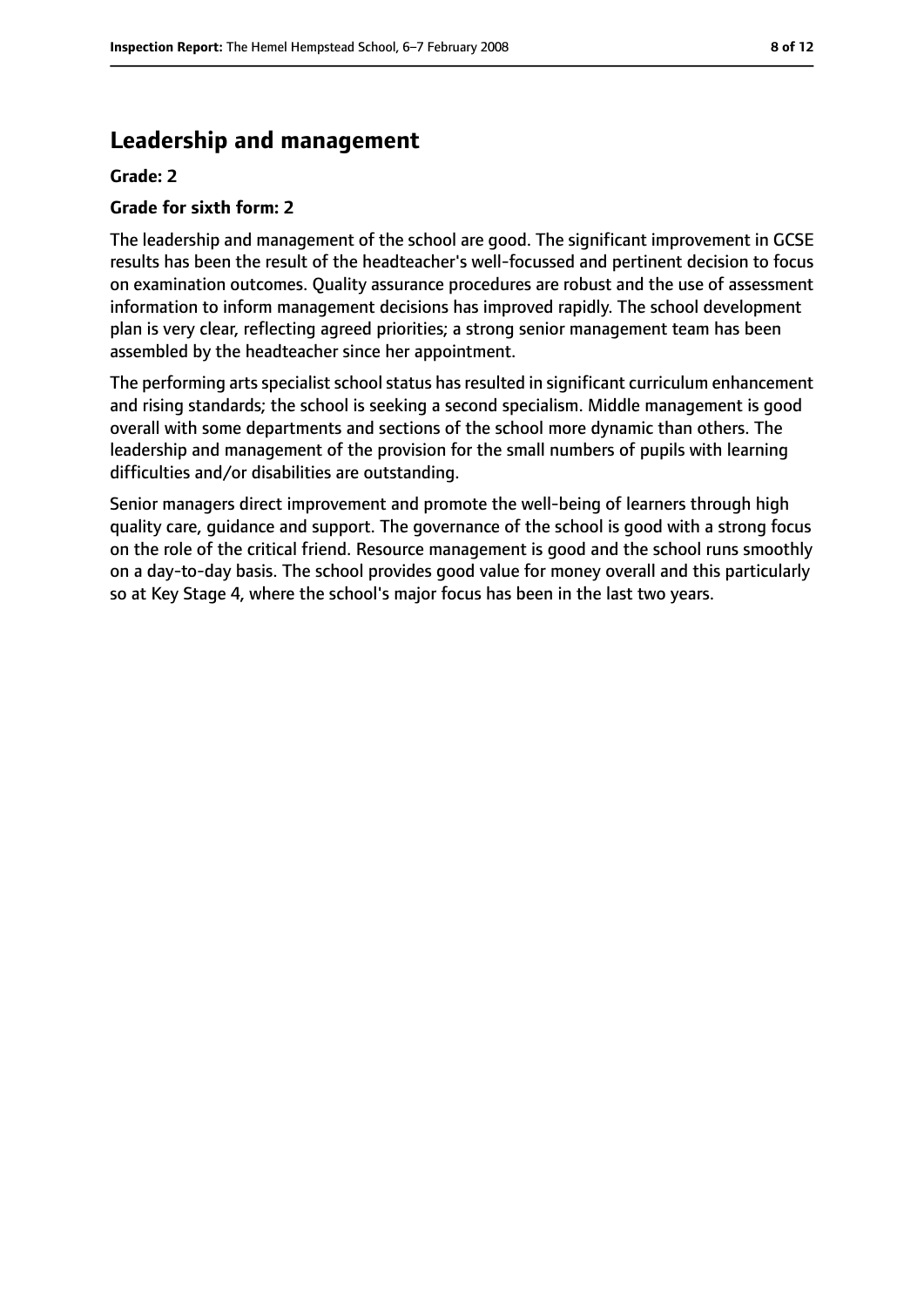## Leadership and management

**Grade: 2**

**Grade for sixth form: 2**

The leadership and management of the school are good. The significant improvement in GCSE results has been the result of the headteacher's well-focussed and pertinent decision to focus on examination outcomes. Quality assurance procedures are robust and the use of assessment information to inform management decisions has improved rapidly. The school development plan is very clear, reflecting agreed priorities; a strong senior management team has been assembled by the headteacher since her appointment.

The performing arts specialist school status has resulted in significant curriculum enhancement and rising standards; the school is seeking a second specialism. Middle management is good overall with some departments and sections of the school more dynamic than others. The leadership and management of the provision for the small numbers of pupils with learning difficulties and/or disabilities are outstanding.

Senior managers direct improvement and promote the well-being of learners through high quality care, guidance and support. The governance of the school is good with a strong focus on the role of the critical friend. Resource management is good and the school runs smoothly on a day-to-day basis. The school provides good value for money overall and this particularly so at Key Stage 4, where the school's major focus has been in the last two years.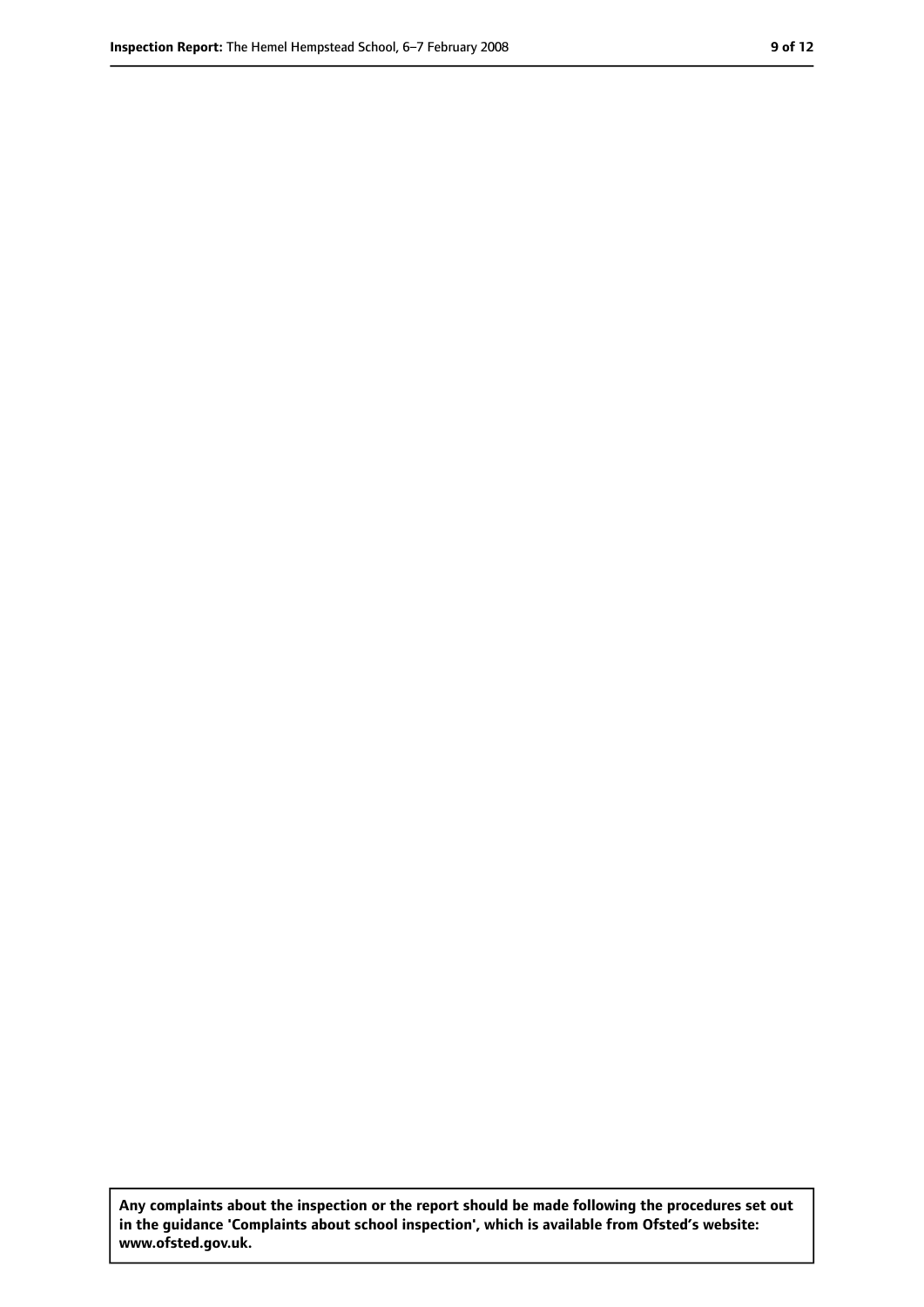**Any complaints about the inspection or the report should be made following the procedures set out in the guidance 'Complaints about school inspection', which is available from Ofsted's website: www.ofsted.gov.uk.**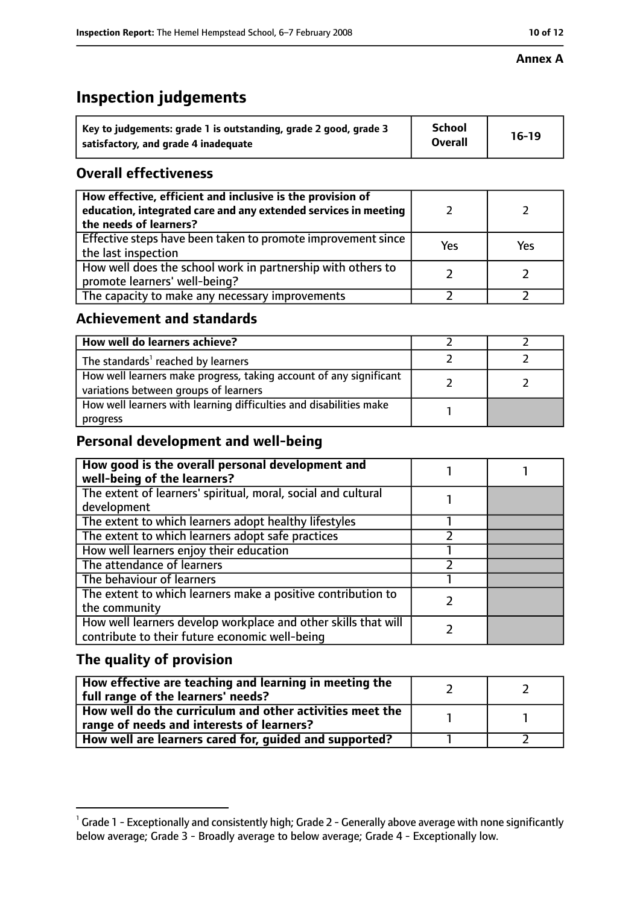**Annex A**

# Inspection judgements

| Key to judgements: grade 1 is outstanding, grade 2 good, grade 3 satisfactory, and grade 4 inadequate | School Overall | 16-19 |
|---|---|---|

## Overall effectiveness

| | | |
|---|---|---|
| How effective, efficient and inclusive is the provision of education, integrated care and any extended services in meeting the needs of learners? | 2 | 2 |
| Effective steps have been taken to promote improvement since the last inspection | Yes | Yes |
| How well does the school work in partnership with others to promote learners' well-being? | 2 | 2 |
| The capacity to make any necessary improvements | 2 | 2 |

## Achievement and standards

| | | |
|---|---|---|
| **How well do learners achieve?** | 2 | 2 |
| The standards[1] reached by learners | 2 | 2 |
| How well learners make progress, taking account of any significant variations between groups of learners | 2 | 2 |
| How well learners with learning difficulties and disabilities make progress | 1 | |

## Personal development and well-being

| | | |
|---|---|---|
| **How good is the overall personal development and well-being of the learners?** | 1 | 1 |
| The extent of learners' spiritual, moral, social and cultural development | 1 | |
| The extent to which learners adopt healthy lifestyles | 1 | |
| The extent to which learners adopt safe practices | 2 | |
| How well learners enjoy their education | 1 | |
| The attendance of learners | 2 | |
| The behaviour of learners | 1 | |
| The extent to which learners make a positive contribution to the community | 2 | |
| How well learners develop workplace and other skills that will contribute to their future economic well-being | 2 | |

## The quality of provision

| | | |
|---|---|---|
| **How effective are teaching and learning in meeting the full range of the learners' needs?** | 2 | 2 |
| **How well do the curriculum and other activities meet the range of needs and interests of learners?** | 1 | 1 |
| **How well are learners cared for, guided and supported?** | 1 | 2 |

[1] Grade 1 - Exceptionally and consistently high; Grade 2 - Generally above average with none significantly below average; Grade 3 - Broadly average to below average; Grade 4 - Exceptionally low.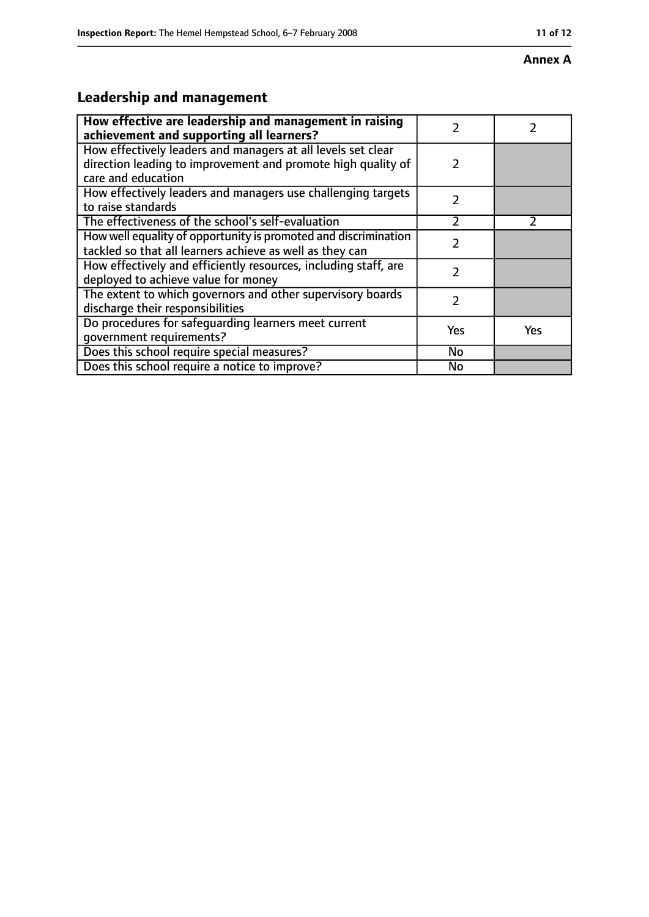**Annex A**

## Leadership and management

| How effective are leadership and management in raising achievement and supporting all learners? | 2 | 2 |
|---|---|---|
| How effectively leaders and managers at all levels set clear direction leading to improvement and promote high quality of care and education | 2 | |
| How effectively leaders and managers use challenging targets to raise standards | 2 | |
| The effectiveness of the school's self-evaluation | 2 | 2 |
| How well equality of opportunity is promoted and discrimination tackled so that all learners achieve as well as they can | 2 | |
| How effectively and efficiently resources, including staff, are deployed to achieve value for money | 2 | |
| The extent to which governors and other supervisory boards discharge their responsibilities | 2 | |
| Do procedures for safeguarding learners meet current government requirements? | Yes | Yes |
| Does this school require special measures? | No | |
| Does this school require a notice to improve? | No | |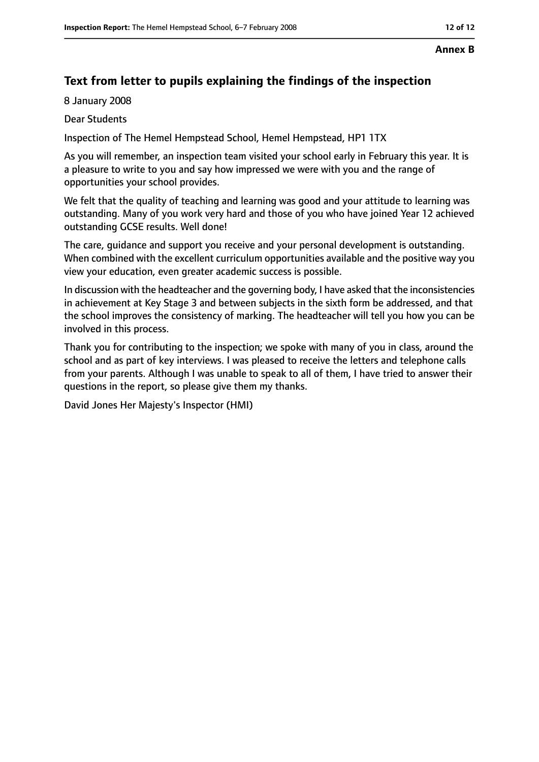**Annex B**

## Text from letter to pupils explaining the findings of the inspection

8 January 2008

Dear Students

Inspection of The Hemel Hempstead School, Hemel Hempstead, HP1 1TX

As you will remember, an inspection team visited your school early in February this year. It is a pleasure to write to you and say how impressed we were with you and the range of opportunities your school provides.

We felt that the quality of teaching and learning was good and your attitude to learning was outstanding. Many of you work very hard and those of you who have joined Year 12 achieved outstanding GCSE results. Well done!

The care, guidance and support you receive and your personal development is outstanding. When combined with the excellent curriculum opportunities available and the positive way you view your education, even greater academic success is possible.

In discussion with the headteacher and the governing body, I have asked that the inconsistencies in achievement at Key Stage 3 and between subjects in the sixth form be addressed, and that the school improves the consistency of marking. The headteacher will tell you how you can be involved in this process.

Thank you for contributing to the inspection; we spoke with many of you in class, around the school and as part of key interviews. I was pleased to receive the letters and telephone calls from your parents. Although I was unable to speak to all of them, I have tried to answer their questions in the report, so please give them my thanks.

David Jones Her Majesty's Inspector (HMI)